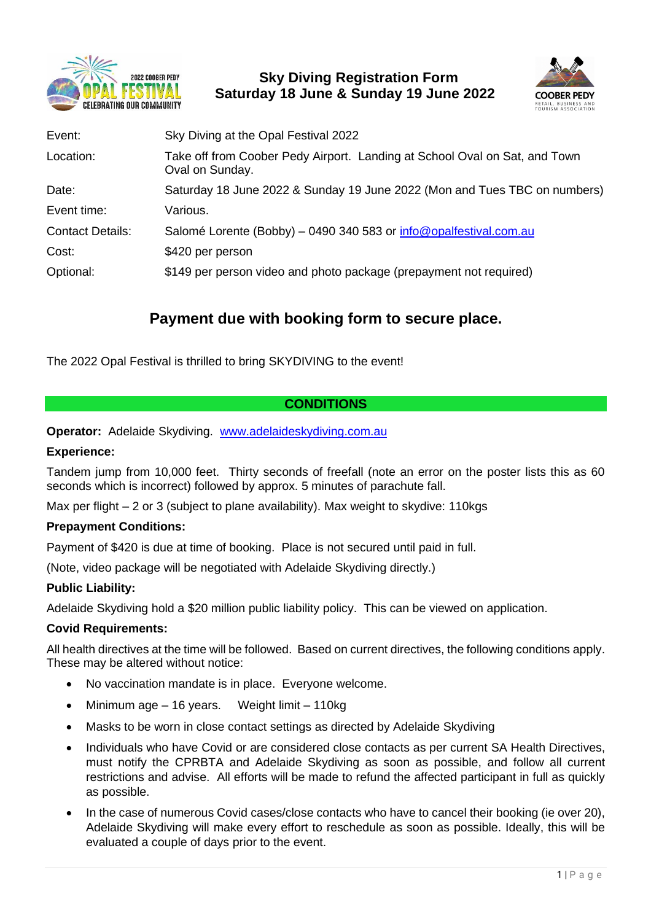# Sky Diving Registration Form
## Saturday 18 June & Sunday 19 June 2022

| | |
|---|---|
| Event: | Sky Diving at the Opal Festival 2022 |
| Location: | Take off from Coober Pedy Airport. Landing at School Oval on Sat, and Town Oval on Sunday. |
| Date: | Saturday 18 June 2022 & Sunday 19 June 2022 (Mon and Tues TBC on numbers) |
| Event time: | Various. |
| Contact Details: | Salomé Lorente (Bobby) – 0490 340 583 or info@opalfestival.com.au |
| Cost: | $420 per person |
| Optional: | $149 per person video and photo package (prepayment not required) |

## Payment due with booking form to secure place.

The 2022 Opal Festival is thrilled to bring SKYDIVING to the event!

## CONDITIONS

**Operator:** Adelaide Skydiving. www.adelaideskydiving.com.au

**Experience:**

Tandem jump from 10,000 feet. Thirty seconds of freefall (note an error on the poster lists this as 60 seconds which is incorrect) followed by approx. 5 minutes of parachute fall.

Max per flight – 2 or 3 (subject to plane availability). Max weight to skydive: 110kgs

**Prepayment Conditions:**

Payment of $420 is due at time of booking. Place is not secured until paid in full.

(Note, video package will be negotiated with Adelaide Skydiving directly.)

**Public Liability:**

Adelaide Skydiving hold a $20 million public liability policy. This can be viewed on application.

**Covid Requirements:**

All health directives at the time will be followed. Based on current directives, the following conditions apply. These may be altered without notice:

- No vaccination mandate is in place. Everyone welcome.
- Minimum age – 16 years. Weight limit – 110kg
- Masks to be worn in close contact settings as directed by Adelaide Skydiving
- Individuals who have Covid or are considered close contacts as per current SA Health Directives, must notify the CPRBTA and Adelaide Skydiving as soon as possible, and follow all current restrictions and advise. All efforts will be made to refund the affected participant in full as quickly as possible.
- In the case of numerous Covid cases/close contacts who have to cancel their booking (ie over 20), Adelaide Skydiving will make every effort to reschedule as soon as possible. Ideally, this will be evaluated a couple of days prior to the event.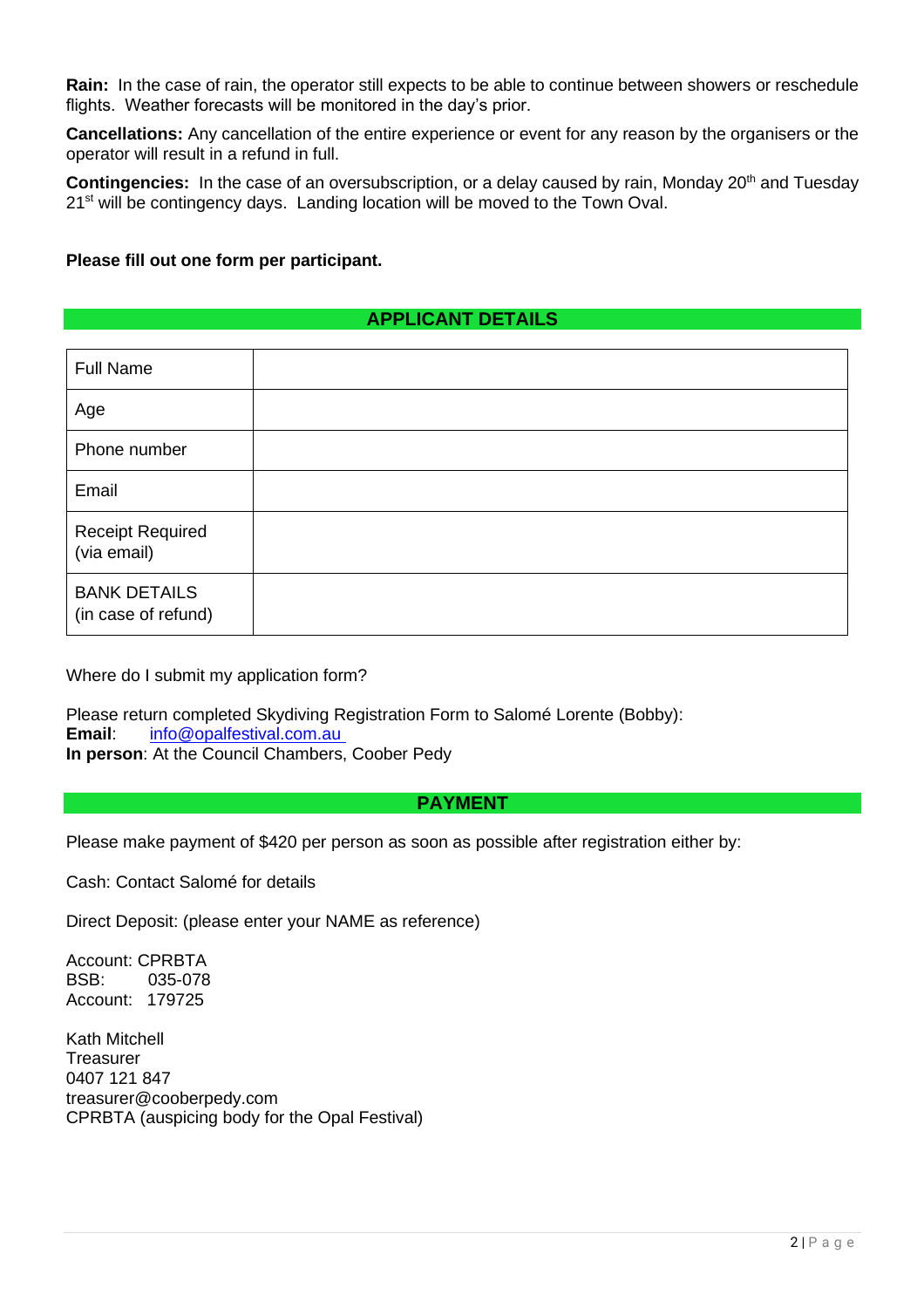**Rain:** In the case of rain, the operator still expects to be able to continue between showers or reschedule flights. Weather forecasts will be monitored in the day's prior.

**Cancellations:** Any cancellation of the entire experience or event for any reason by the organisers or the operator will result in a refund in full.

**Contingencies:** In the case of an oversubscription, or a delay caused by rain, Monday 20th and Tuesday 21st will be contingency days. Landing location will be moved to the Town Oval.

**Please fill out one form per participant.**

## APPLICANT DETAILS

| | |
|---|---|
| Full Name | |
| Age | |
| Phone number | |
| Email | |
| Receipt Required (via email) | |
| BANK DETAILS (in case of refund) | |

Where do I submit my application form?

Please return completed Skydiving Registration Form to Salomé Lorente (Bobby):
**Email**: info@opalfestival.com.au
**In person**: At the Council Chambers, Coober Pedy

## PAYMENT

Please make payment of $420 per person as soon as possible after registration either by:

Cash: Contact Salomé for details

Direct Deposit: (please enter your NAME as reference)

Account: CPRBTA
BSB: 035-078
Account: 179725

Kath Mitchell
Treasurer
0407 121 847
treasurer@cooberpedy.com
CPRBTA (auspicing body for the Opal Festival)